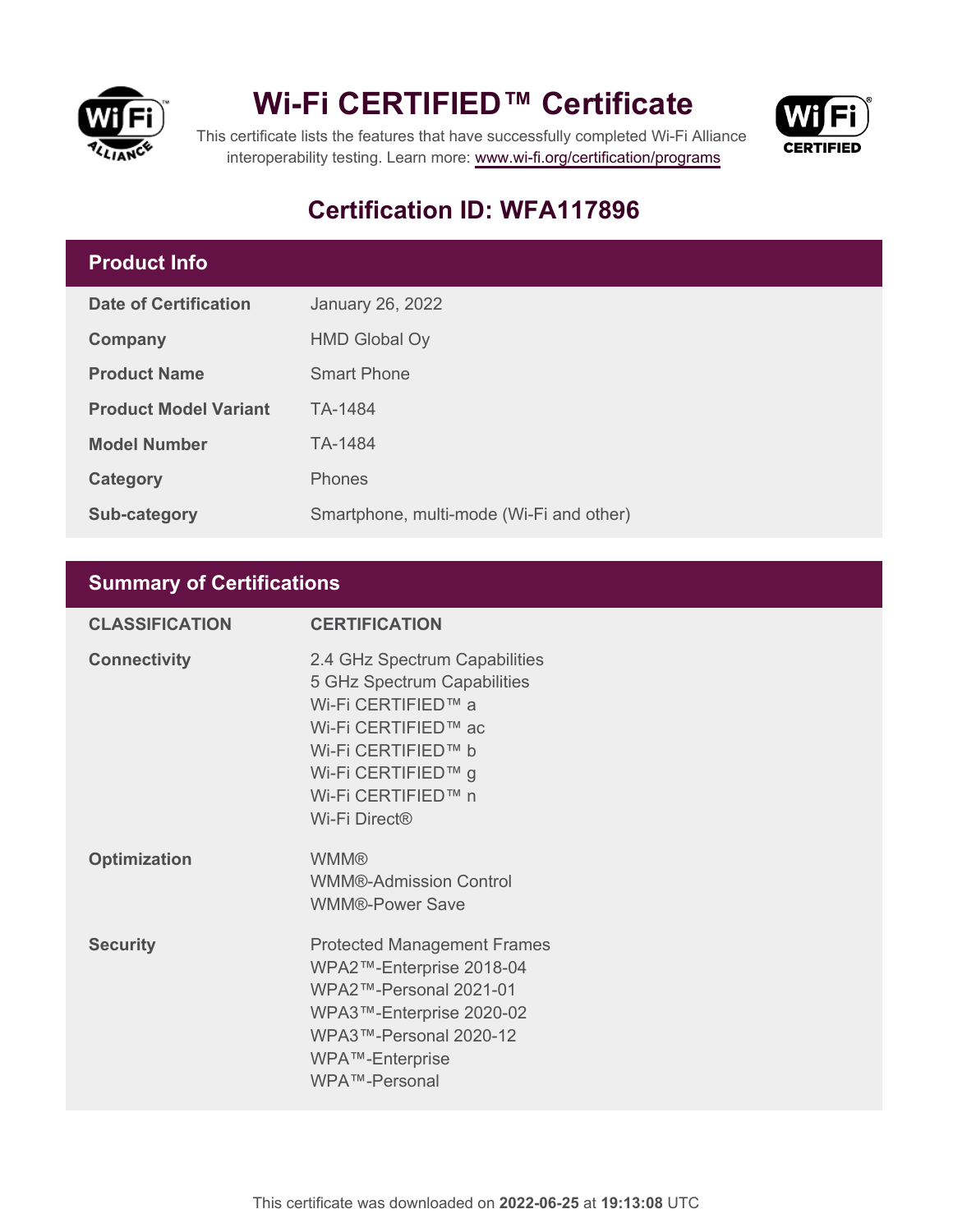# Wi-Fi CERTIFIED™ Certificate

This certificate lists the features that have successfully completed Wi-Fi Alliance interoperability testing. Learn more: www.wi-fi.org/certification/programs

## Certification ID: WFA117896

## Product Info

| | |
|---|---|
| **Date of Certification** | January 26, 2022 |
| **Company** | HMD Global Oy |
| **Product Name** | Smart Phone |
| **Product Model Variant** | TA-1484 |
| **Model Number** | TA-1484 |
| **Category** | Phones |
| **Sub-category** | Smartphone, multi-mode (Wi-Fi and other) |

## Summary of Certifications

| CLASSIFICATION | CERTIFICATION |
|---|---|
| **Connectivity** | 2.4 GHz Spectrum Capabilities<br>5 GHz Spectrum Capabilities<br>Wi-Fi CERTIFIED™ a<br>Wi-Fi CERTIFIED™ ac<br>Wi-Fi CERTIFIED™ b<br>Wi-Fi CERTIFIED™ g<br>Wi-Fi CERTIFIED™ n<br>Wi-Fi Direct® |
| **Optimization** | WMM®<br>WMM®-Admission Control<br>WMM®-Power Save |
| **Security** | Protected Management Frames<br>WPA2™-Enterprise 2018-04<br>WPA2™-Personal 2021-01<br>WPA3™-Enterprise 2020-02<br>WPA3™-Personal 2020-12<br>WPA™-Enterprise<br>WPA™-Personal |

This certificate was downloaded on **2022-06-25** at **19:13:08** UTC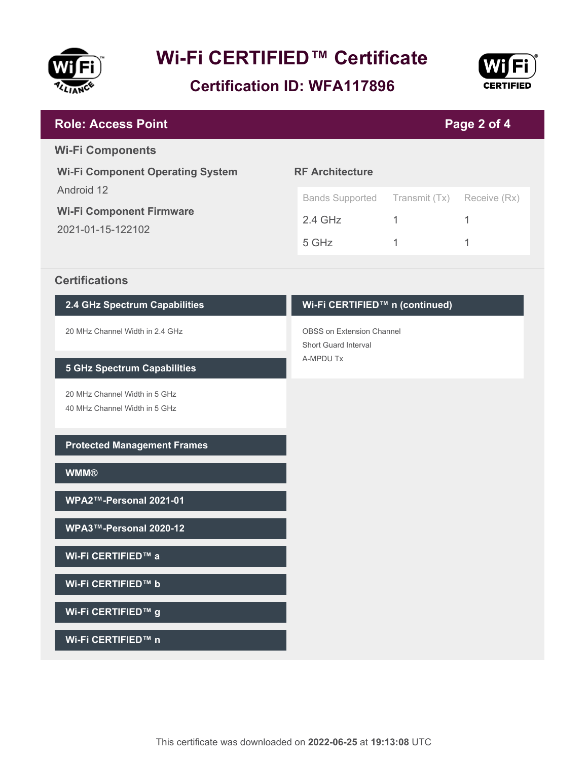# Wi-Fi CERTIFIED™ Certificate

## Certification ID: WFA117896

**Role: Access Point**

### Wi-Fi Components

**Wi-Fi Component Operating System**

Android 12

**Wi-Fi Component Firmware**

2021-01-15-122102

**RF Architecture**

| Bands Supported | Transmit (Tx) | Receive (Rx) |
|---|---|---|
| 2.4 GHz | 1 | 1 |
| 5 GHz | 1 | 1 |

### Certifications

**2.4 GHz Spectrum Capabilities**

- 20 MHz Channel Width in 2.4 GHz

**5 GHz Spectrum Capabilities**

- 20 MHz Channel Width in 5 GHz
- 40 MHz Channel Width in 5 GHz

**Protected Management Frames**

**WMM®**

**WPA2™-Personal 2021-01**

**WPA3™-Personal 2020-12**

**Wi-Fi CERTIFIED™ a**

**Wi-Fi CERTIFIED™ b**

**Wi-Fi CERTIFIED™ g**

**Wi-Fi CERTIFIED™ n**

**Wi-Fi CERTIFIED™ n (continued)**

- OBSS on Extension Channel
- Short Guard Interval
- A-MPDU Tx

This certificate was downloaded on **2022-06-25** at **19:13:08** UTC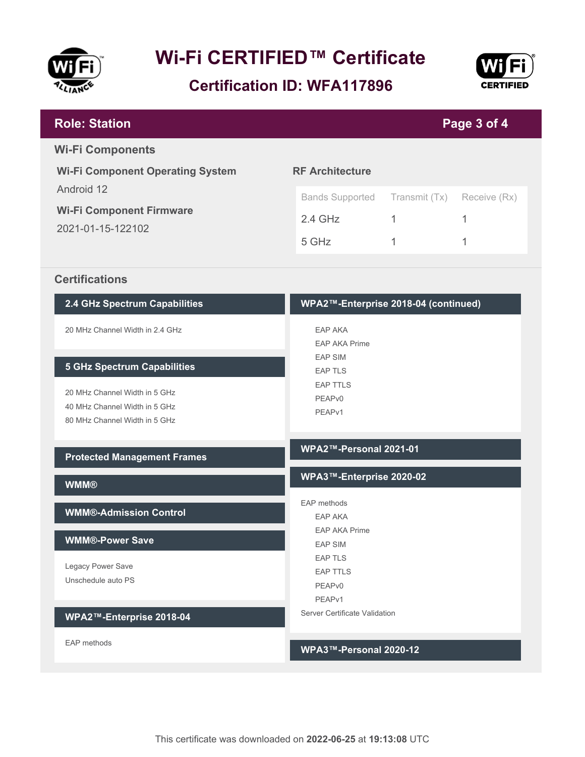# Wi-Fi CERTIFIED™ Certificate

## Certification ID: WFA117896

**Role: Station**

## Wi-Fi Components

### Wi-Fi Component Operating System

Android 12

### Wi-Fi Component Firmware

2021-01-15-122102

### RF Architecture

| Bands Supported | Transmit (Tx) | Receive (Rx) |
|---|---|---|
| 2.4 GHz | 1 | 1 |
| 5 GHz | 1 | 1 |

## Certifications

### 2.4 GHz Spectrum Capabilities

20 MHz Channel Width in 2.4 GHz

### 5 GHz Spectrum Capabilities

20 MHz Channel Width in 5 GHz
40 MHz Channel Width in 5 GHz
80 MHz Channel Width in 5 GHz

### Protected Management Frames

### WMM®

### WMM®-Admission Control

### WMM®-Power Save

Legacy Power Save
Unschedule auto PS

### WPA2™-Enterprise 2018-04

EAP methods

### WPA2™-Enterprise 2018-04 (continued)

- EAP AKA
- EAP AKA Prime
- EAP SIM
- EAP TLS
- EAP TTLS
- PEAPv0
- PEAPv1

### WPA2™-Personal 2021-01

### WPA3™-Enterprise 2020-02

EAP methods
- EAP AKA
- EAP AKA Prime
- EAP SIM
- EAP TLS
- EAP TTLS
- PEAPv0
- PEAPv1

Server Certificate Validation

### WPA3™-Personal 2020-12

This certificate was downloaded on **2022-06-25** at **19:13:08** UTC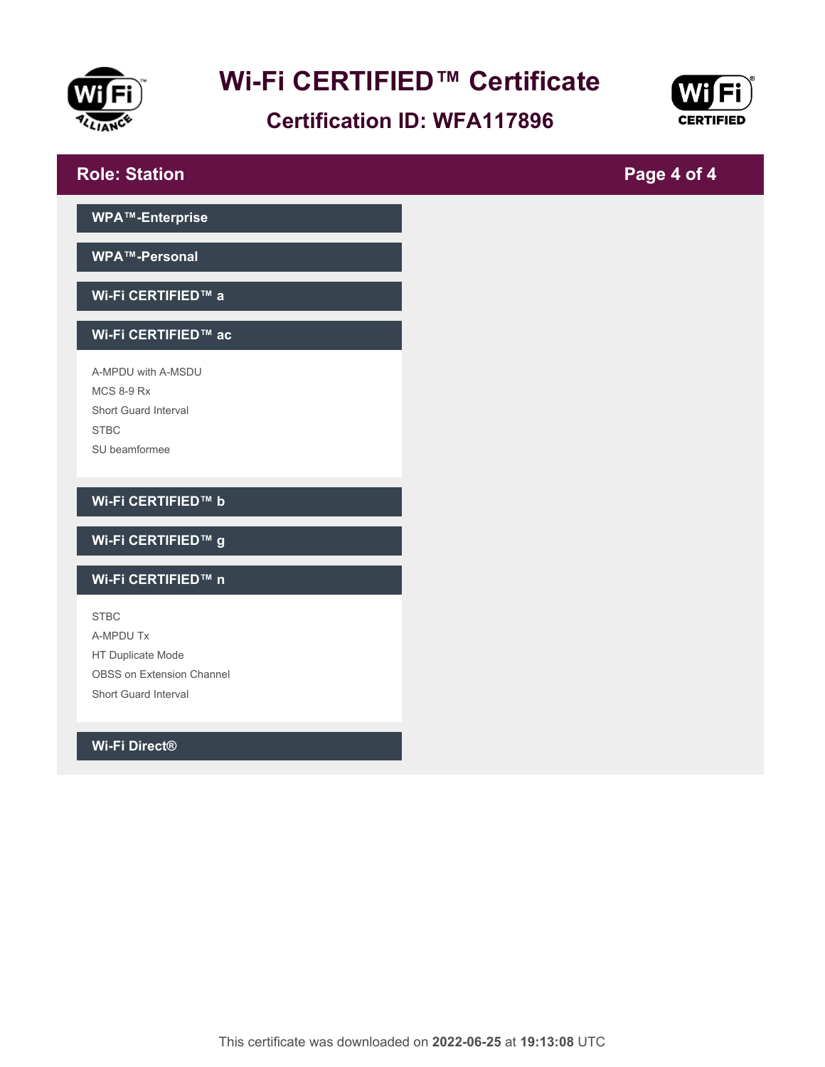# Wi-Fi CERTIFIED™ Certificate

## Certification ID: WFA117896

## Role: Station

### WPA™-Enterprise

### WPA™-Personal

### Wi-Fi CERTIFIED™ a

### Wi-Fi CERTIFIED™ ac

A-MPDU with A-MSDU
MCS 8-9 Rx
Short Guard Interval
STBC
SU beamformee

### Wi-Fi CERTIFIED™ b

### Wi-Fi CERTIFIED™ g

### Wi-Fi CERTIFIED™ n

STBC
A-MPDU Tx
HT Duplicate Mode
OBSS on Extension Channel
Short Guard Interval

### Wi-Fi Direct®

This certificate was downloaded on **2022-06-25** at **19:13:08** UTC